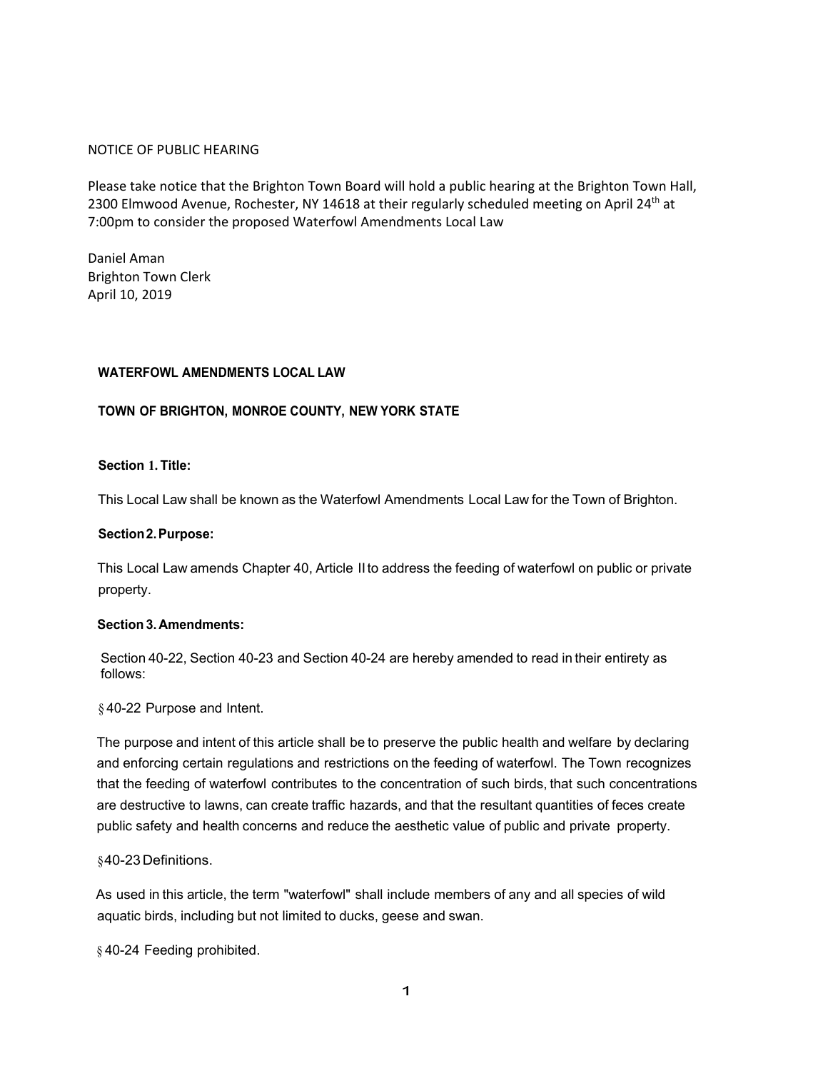NOTICE OF PUBLIC HEARING

Please take notice that the Brighton Town Board will hold a public hearing at the Brighton Town Hall, 2300 Elmwood Avenue, Rochester, NY 14618 at their regularly scheduled meeting on April 24th at 7:00pm to consider the proposed Waterfowl Amendments Local Law

Daniel Aman
Brighton Town Clerk
April 10, 2019

# WATERFOWL AMENDMENTS LOCAL LAW

## TOWN OF BRIGHTON, MONROE COUNTY, NEW YORK STATE

### Section 1. Title:

This Local Law shall be known as the Waterfowl Amendments Local Law for the Town of Brighton.

### Section 2. Purpose:

This Local Law amends Chapter 40, Article II to address the feeding of waterfowl on public or private property.

### Section 3. Amendments:

Section 40-22, Section 40-23 and Section 40-24 are hereby amended to read in their entirety as follows:

§ 40-22 Purpose and Intent.

The purpose and intent of this article shall be to preserve the public health and welfare by declaring and enforcing certain regulations and restrictions on the feeding of waterfowl. The Town recognizes that the feeding of waterfowl contributes to the concentration of such birds, that such concentrations are destructive to lawns, can create traffic hazards, and that the resultant quantities of feces create public safety and health concerns and reduce the aesthetic value of public and private property.

§ 40-23 Definitions.

As used in this article, the term "waterfowl" shall include members of any and all species of wild aquatic birds, including but not limited to ducks, geese and swan.

§ 40-24 Feeding prohibited.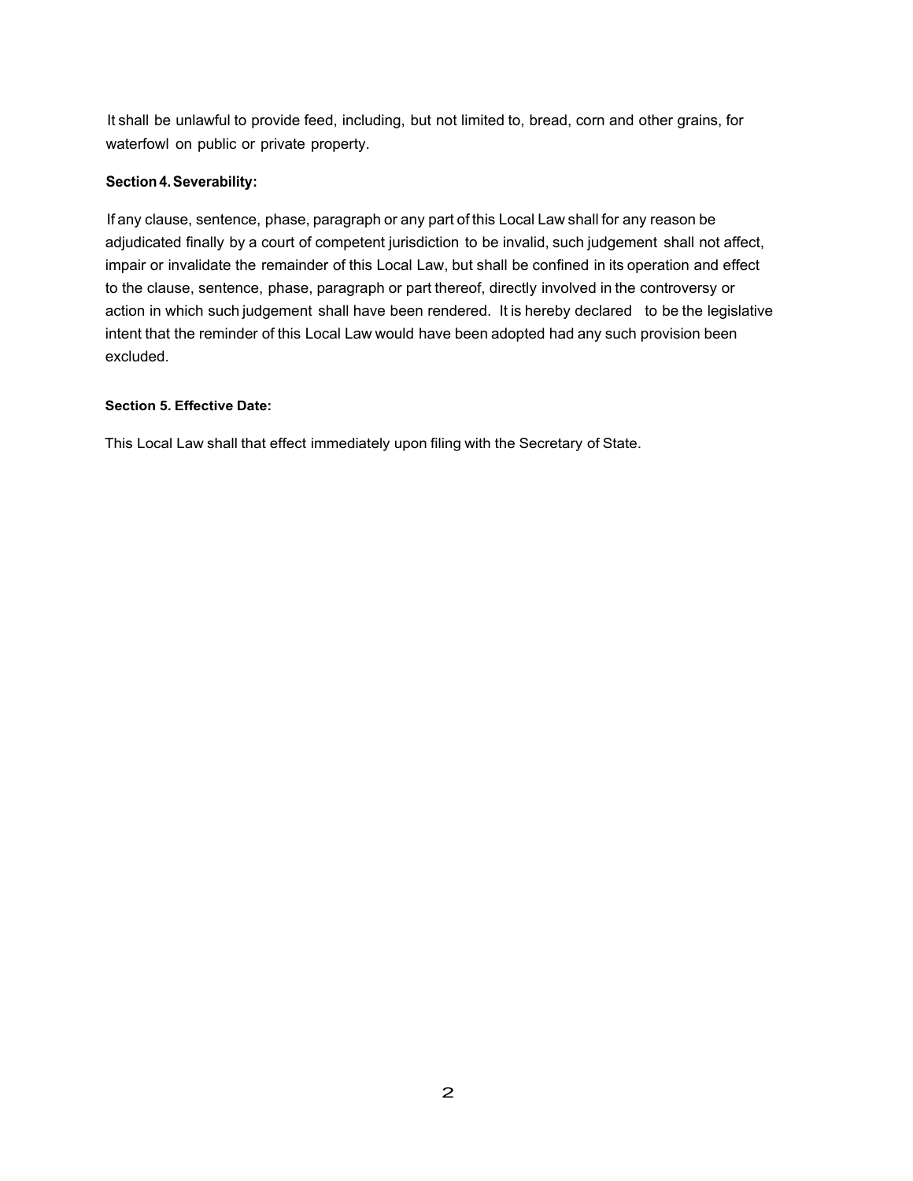It shall be unlawful to provide feed, including, but not limited to, bread, corn and other grains, for waterfowl on public or private property.

**Section 4. Severability:**

If any clause, sentence, phase, paragraph or any part of this Local Law shall for any reason be adjudicated finally by a court of competent jurisdiction to be invalid, such judgement shall not affect, impair or invalidate the remainder of this Local Law, but shall be confined in its operation and effect to the clause, sentence, phase, paragraph or part thereof, directly involved in the controversy or action in which such judgement shall have been rendered. It is hereby declared to be the legislative intent that the reminder of this Local Law would have been adopted had any such provision been excluded.

**Section 5. Effective Date:**

This Local Law shall that effect immediately upon filing with the Secretary of State.